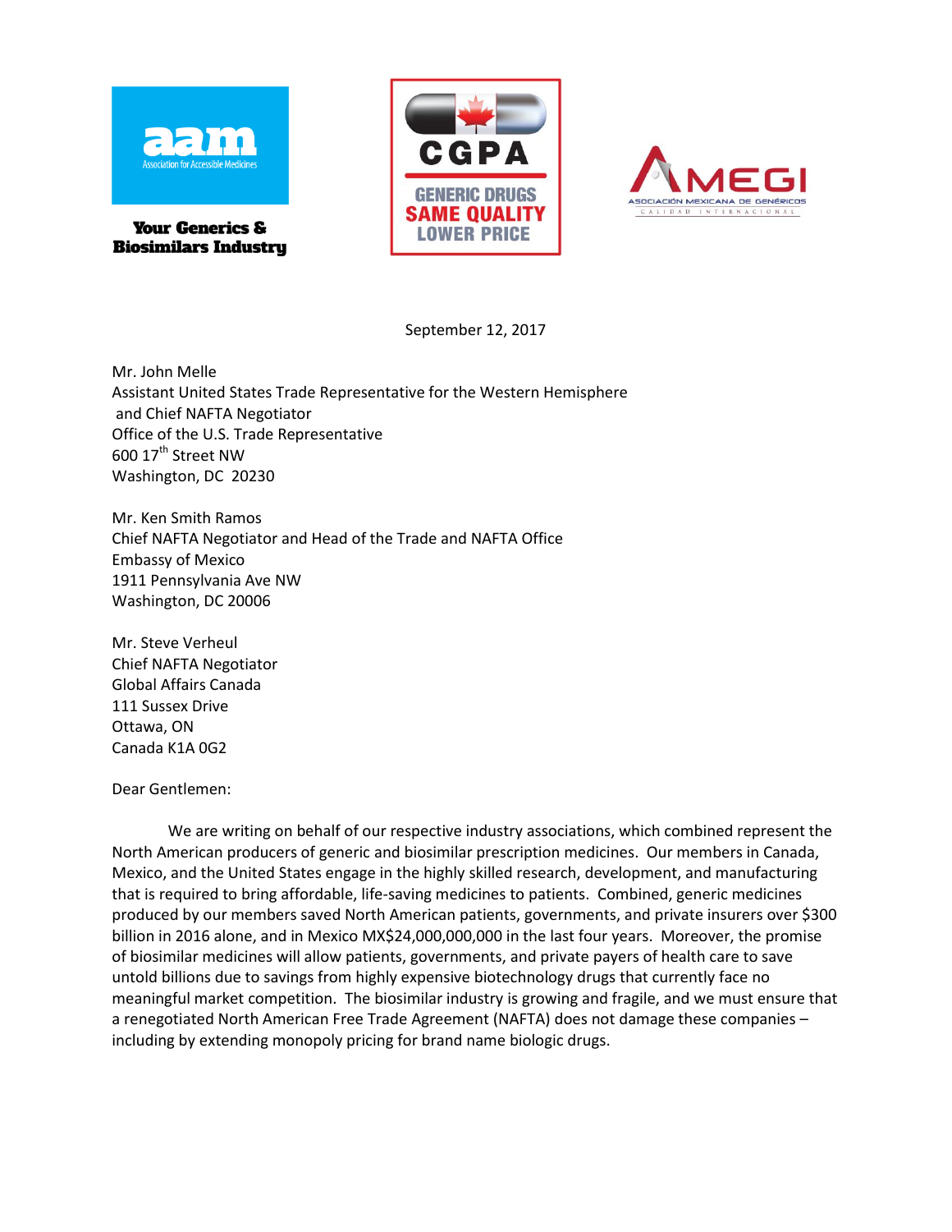aam
Association for Accessible Medicines

**Your Generics & Biosimilars Industry**

CGPA
GENERIC DRUGS
SAME QUALITY
LOWER PRICE

AMEGI
ASOCIACIÓN MEXICANA DE GENÉRICOS
CALIDAD INTERNACIONAL

September 12, 2017

Mr. John Melle
Assistant United States Trade Representative for the Western Hemisphere
and Chief NAFTA Negotiator
Office of the U.S. Trade Representative
600 17th Street NW
Washington, DC 20230

Mr. Ken Smith Ramos
Chief NAFTA Negotiator and Head of the Trade and NAFTA Office
Embassy of Mexico
1911 Pennsylvania Ave NW
Washington, DC 20006

Mr. Steve Verheul
Chief NAFTA Negotiator
Global Affairs Canada
111 Sussex Drive
Ottawa, ON
Canada K1A 0G2

Dear Gentlemen:

We are writing on behalf of our respective industry associations, which combined represent the North American producers of generic and biosimilar prescription medicines. Our members in Canada, Mexico, and the United States engage in the highly skilled research, development, and manufacturing that is required to bring affordable, life-saving medicines to patients. Combined, generic medicines produced by our members saved North American patients, governments, and private insurers over $300 billion in 2016 alone, and in Mexico MX$24,000,000,000 in the last four years. Moreover, the promise of biosimilar medicines will allow patients, governments, and private payers of health care to save untold billions due to savings from highly expensive biotechnology drugs that currently face no meaningful market competition. The biosimilar industry is growing and fragile, and we must ensure that a renegotiated North American Free Trade Agreement (NAFTA) does not damage these companies – including by extending monopoly pricing for brand name biologic drugs.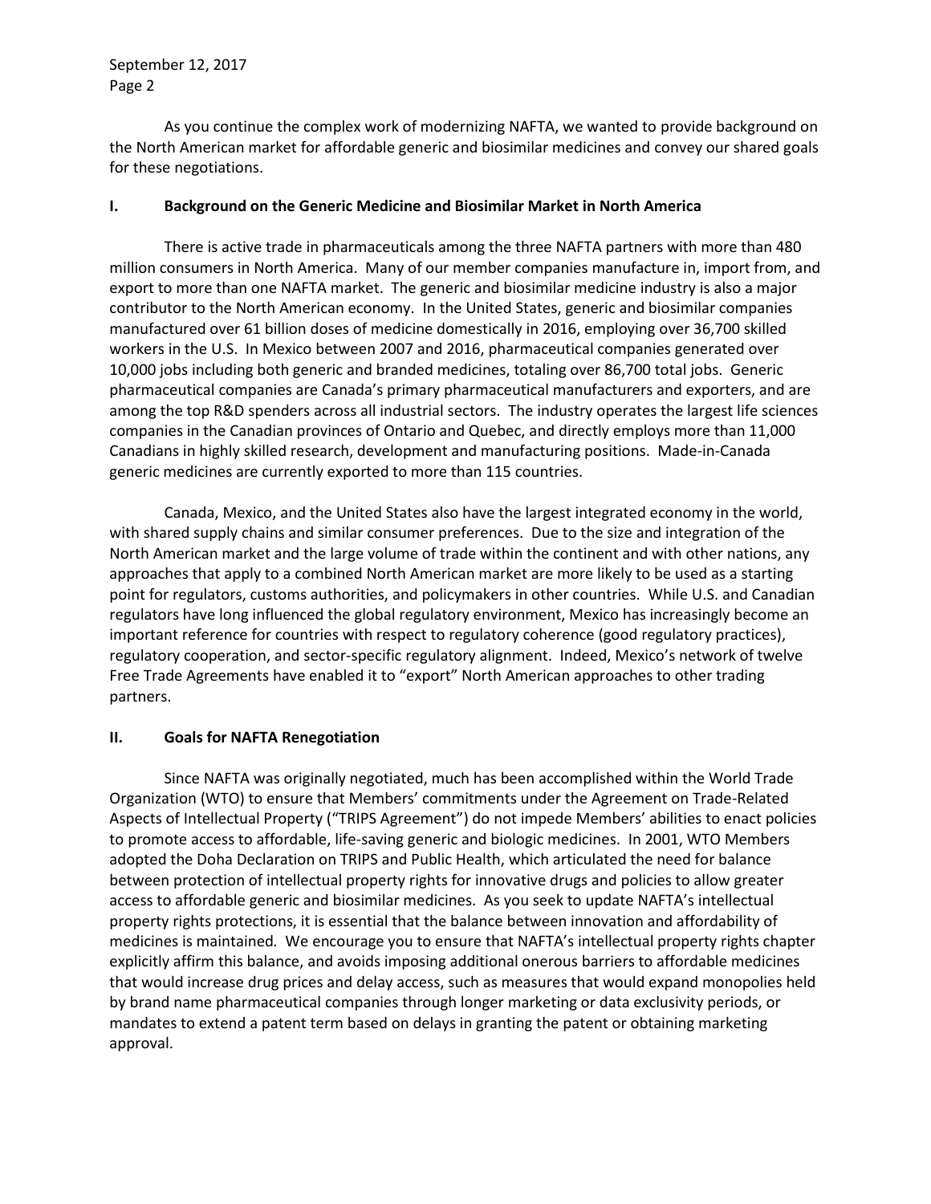As you continue the complex work of modernizing NAFTA, we wanted to provide background on the North American market for affordable generic and biosimilar medicines and convey our shared goals for these negotiations.

## I. Background on the Generic Medicine and Biosimilar Market in North America

There is active trade in pharmaceuticals among the three NAFTA partners with more than 480 million consumers in North America. Many of our member companies manufacture in, import from, and export to more than one NAFTA market. The generic and biosimilar medicine industry is also a major contributor to the North American economy. In the United States, generic and biosimilar companies manufactured over 61 billion doses of medicine domestically in 2016, employing over 36,700 skilled workers in the U.S. In Mexico between 2007 and 2016, pharmaceutical companies generated over 10,000 jobs including both generic and branded medicines, totaling over 86,700 total jobs. Generic pharmaceutical companies are Canada's primary pharmaceutical manufacturers and exporters, and are among the top R&D spenders across all industrial sectors. The industry operates the largest life sciences companies in the Canadian provinces of Ontario and Quebec, and directly employs more than 11,000 Canadians in highly skilled research, development and manufacturing positions. Made-in-Canada generic medicines are currently exported to more than 115 countries.

Canada, Mexico, and the United States also have the largest integrated economy in the world, with shared supply chains and similar consumer preferences. Due to the size and integration of the North American market and the large volume of trade within the continent and with other nations, any approaches that apply to a combined North American market are more likely to be used as a starting point for regulators, customs authorities, and policymakers in other countries. While U.S. and Canadian regulators have long influenced the global regulatory environment, Mexico has increasingly become an important reference for countries with respect to regulatory coherence (good regulatory practices), regulatory cooperation, and sector-specific regulatory alignment. Indeed, Mexico's network of twelve Free Trade Agreements have enabled it to "export" North American approaches to other trading partners.

## II. Goals for NAFTA Renegotiation

Since NAFTA was originally negotiated, much has been accomplished within the World Trade Organization (WTO) to ensure that Members' commitments under the Agreement on Trade-Related Aspects of Intellectual Property ("TRIPS Agreement") do not impede Members' abilities to enact policies to promote access to affordable, life-saving generic and biologic medicines. In 2001, WTO Members adopted the Doha Declaration on TRIPS and Public Health, which articulated the need for balance between protection of intellectual property rights for innovative drugs and policies to allow greater access to affordable generic and biosimilar medicines. As you seek to update NAFTA's intellectual property rights protections, it is essential that the balance between innovation and affordability of medicines is maintained. We encourage you to ensure that NAFTA's intellectual property rights chapter explicitly affirm this balance, and avoids imposing additional onerous barriers to affordable medicines that would increase drug prices and delay access, such as measures that would expand monopolies held by brand name pharmaceutical companies through longer marketing or data exclusivity periods, or mandates to extend a patent term based on delays in granting the patent or obtaining marketing approval.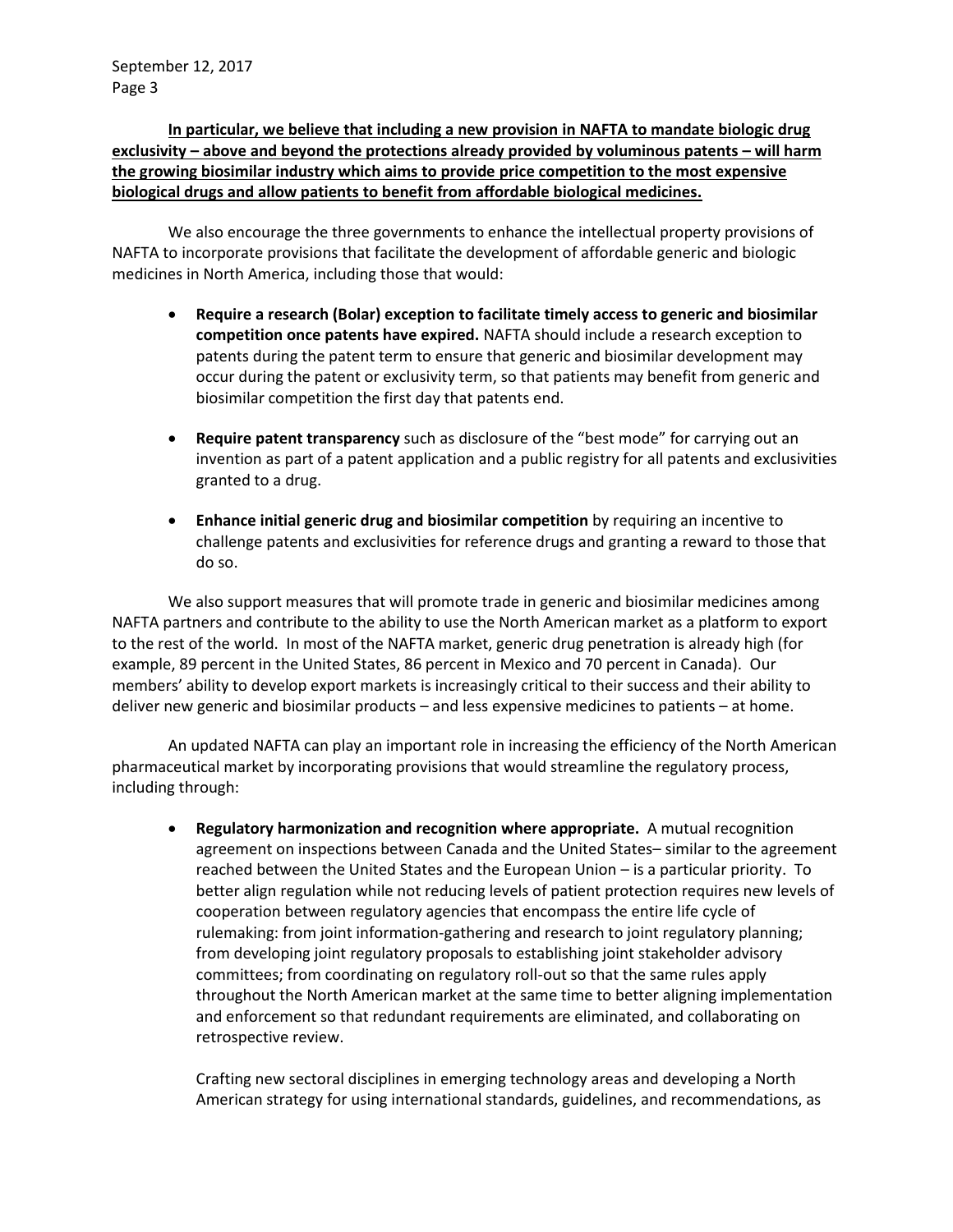**In particular, we believe that including a new provision in NAFTA to mandate biologic drug exclusivity – above and beyond the protections already provided by voluminous patents – will harm the growing biosimilar industry which aims to provide price competition to the most expensive biological drugs and allow patients to benefit from affordable biological medicines.**

We also encourage the three governments to enhance the intellectual property provisions of NAFTA to incorporate provisions that facilitate the development of affordable generic and biologic medicines in North America, including those that would:

- **Require a research (Bolar) exception to facilitate timely access to generic and biosimilar competition once patents have expired.** NAFTA should include a research exception to patents during the patent term to ensure that generic and biosimilar development may occur during the patent or exclusivity term, so that patients may benefit from generic and biosimilar competition the first day that patents end.

- **Require patent transparency** such as disclosure of the "best mode" for carrying out an invention as part of a patent application and a public registry for all patents and exclusivities granted to a drug.

- **Enhance initial generic drug and biosimilar competition** by requiring an incentive to challenge patents and exclusivities for reference drugs and granting a reward to those that do so.

We also support measures that will promote trade in generic and biosimilar medicines among NAFTA partners and contribute to the ability to use the North American market as a platform to export to the rest of the world. In most of the NAFTA market, generic drug penetration is already high (for example, 89 percent in the United States, 86 percent in Mexico and 70 percent in Canada). Our members' ability to develop export markets is increasingly critical to their success and their ability to deliver new generic and biosimilar products – and less expensive medicines to patients – at home.

An updated NAFTA can play an important role in increasing the efficiency of the North American pharmaceutical market by incorporating provisions that would streamline the regulatory process, including through:

- **Regulatory harmonization and recognition where appropriate.** A mutual recognition agreement on inspections between Canada and the United States– similar to the agreement reached between the United States and the European Union – is a particular priority. To better align regulation while not reducing levels of patient protection requires new levels of cooperation between regulatory agencies that encompass the entire life cycle of rulemaking: from joint information-gathering and research to joint regulatory planning; from developing joint regulatory proposals to establishing joint stakeholder advisory committees; from coordinating on regulatory roll-out so that the same rules apply throughout the North American market at the same time to better aligning implementation and enforcement so that redundant requirements are eliminated, and collaborating on retrospective review.

  Crafting new sectoral disciplines in emerging technology areas and developing a North American strategy for using international standards, guidelines, and recommendations, as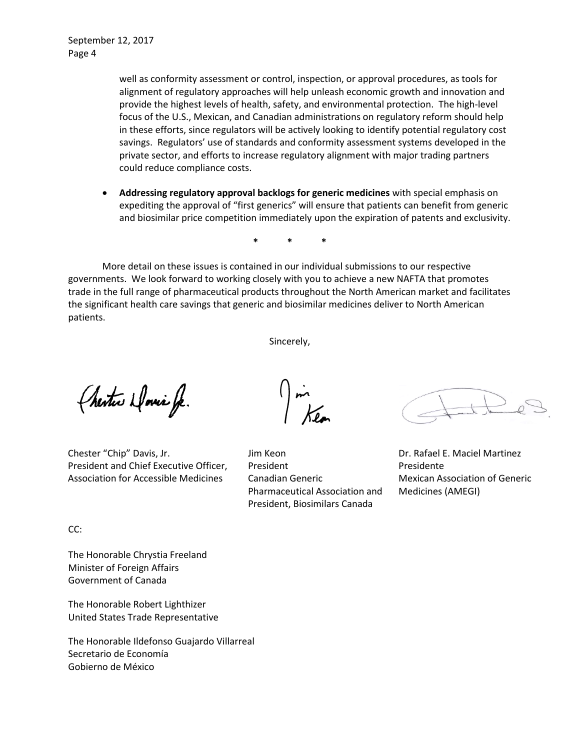well as conformity assessment or control, inspection, or approval procedures, as tools for alignment of regulatory approaches will help unleash economic growth and innovation and provide the highest levels of health, safety, and environmental protection. The high-level focus of the U.S., Mexican, and Canadian administrations on regulatory reform should help in these efforts, since regulators will be actively looking to identify potential regulatory cost savings. Regulators' use of standards and conformity assessment systems developed in the private sector, and efforts to increase regulatory alignment with major trading partners could reduce compliance costs.

- **Addressing regulatory approval backlogs for generic medicines** with special emphasis on expediting the approval of "first generics" will ensure that patients can benefit from generic and biosimilar price competition immediately upon the expiration of patents and exclusivity.

\* \* \*

More detail on these issues is contained in our individual submissions to our respective governments. We look forward to working closely with you to achieve a new NAFTA that promotes trade in the full range of pharmaceutical products throughout the North American market and facilitates the significant health care savings that generic and biosimilar medicines deliver to North American patients.

Sincerely,

Chester "Chip" Davis, Jr.
President and Chief Executive Officer,
Association for Accessible Medicines

Jim Keon
President
Canadian Generic Pharmaceutical Association and President, Biosimilars Canada

Dr. Rafael E. Maciel Martinez
Presidente
Mexican Association of Generic Medicines (AMEGI)

CC:

The Honorable Chrystia Freeland
Minister of Foreign Affairs
Government of Canada

The Honorable Robert Lighthizer
United States Trade Representative

The Honorable Ildefonso Guajardo Villarreal
Secretario de Economía
Gobierno de México